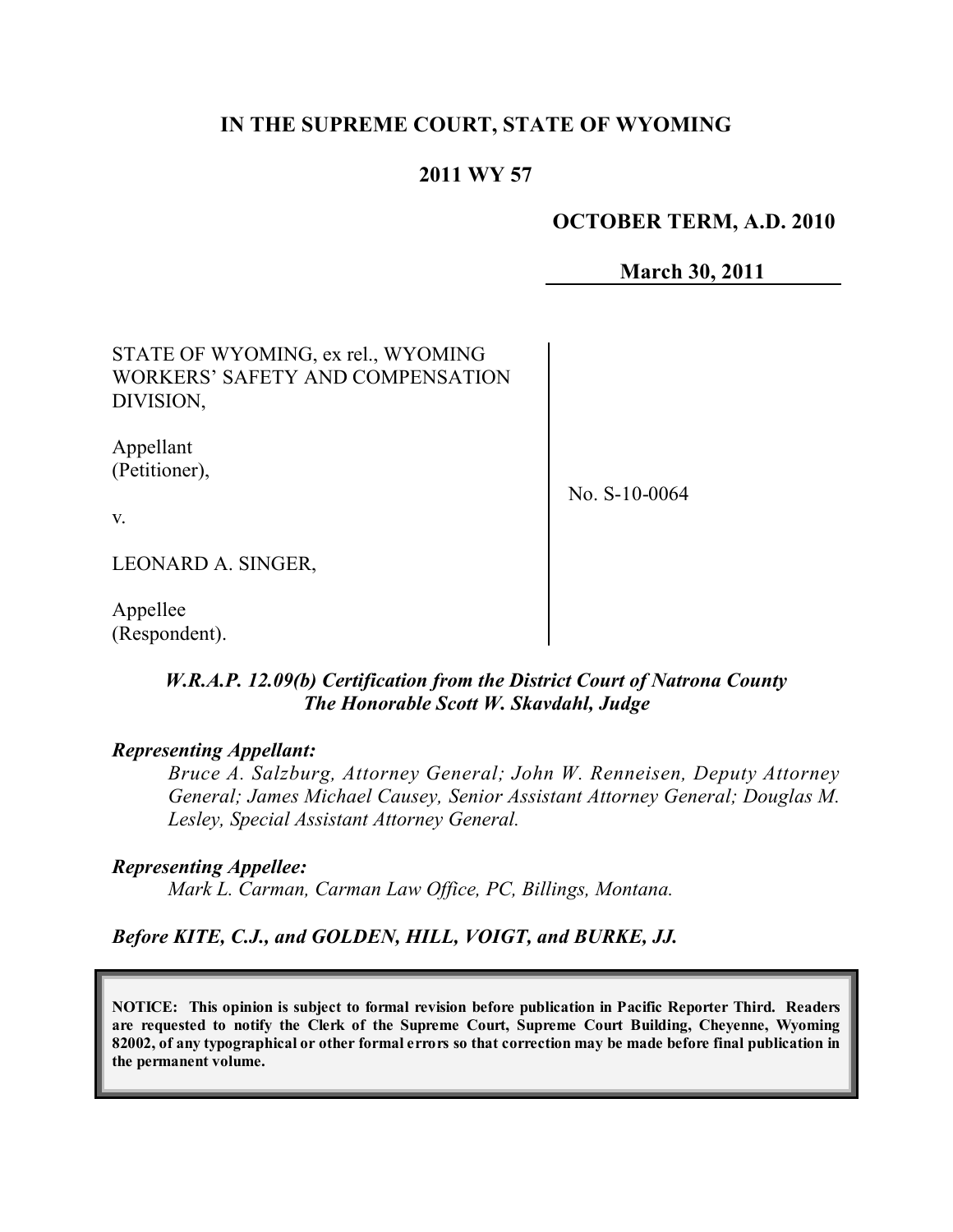# IN THE SUPREME COURT, STATE OF WYOMING

## 2011 WY 57

**OCTOBER TERM, A.D. 2010**

**March 30, 2011**

STATE OF WYOMING, ex rel., WYOMING WORKERS' SAFETY AND COMPENSATION DIVISION,

Appellant (Petitioner),

v.

LEONARD A. SINGER,

Appellee (Respondent).

No. S-10-0064

***W.R.A.P. 12.09(b) Certification from the District Court of Natrona County The Honorable Scott W. Skavdahl, Judge***

***Representing Appellant:***

*Bruce A. Salzburg, Attorney General; John W. Renneisen, Deputy Attorney General; James Michael Causey, Senior Assistant Attorney General; Douglas M. Lesley, Special Assistant Attorney General.*

***Representing Appellee:***

*Mark L. Carman, Carman Law Office, PC, Billings, Montana.*

***Before KITE, C.J., and GOLDEN, HILL, VOIGT, and BURKE, JJ.***

**NOTICE: This opinion is subject to formal revision before publication in Pacific Reporter Third. Readers are requested to notify the Clerk of the Supreme Court, Supreme Court Building, Cheyenne, Wyoming 82002, of any typographical or other formal errors so that correction may be made before final publication in the permanent volume.**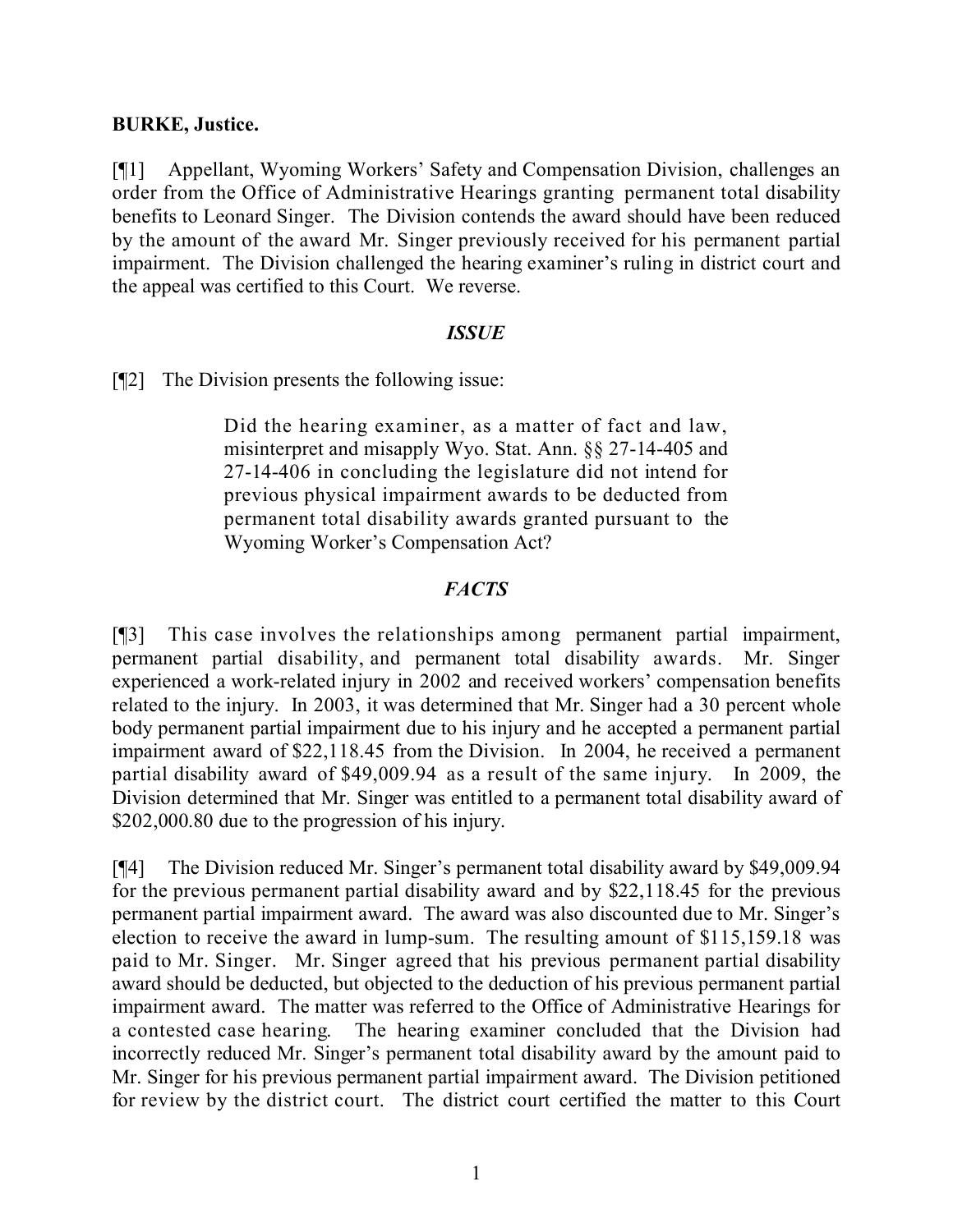**BURKE, Justice.**

[¶1] Appellant, Wyoming Workers' Safety and Compensation Division, challenges an order from the Office of Administrative Hearings granting permanent total disability benefits to Leonard Singer. The Division contends the award should have been reduced by the amount of the award Mr. Singer previously received for his permanent partial impairment. The Division challenged the hearing examiner's ruling in district court and the appeal was certified to this Court. We reverse.

### *ISSUE*

[¶2] The Division presents the following issue:

> Did the hearing examiner, as a matter of fact and law, misinterpret and misapply Wyo. Stat. Ann. §§ 27-14-405 and 27-14-406 in concluding the legislature did not intend for previous physical impairment awards to be deducted from permanent total disability awards granted pursuant to the Wyoming Worker's Compensation Act?

### *FACTS*

[¶3] This case involves the relationships among permanent partial impairment, permanent partial disability, and permanent total disability awards. Mr. Singer experienced a work-related injury in 2002 and received workers' compensation benefits related to the injury. In 2003, it was determined that Mr. Singer had a 30 percent whole body permanent partial impairment due to his injury and he accepted a permanent partial impairment award of $22,118.45 from the Division. In 2004, he received a permanent partial disability award of $49,009.94 as a result of the same injury. In 2009, the Division determined that Mr. Singer was entitled to a permanent total disability award of $202,000.80 due to the progression of his injury.

[¶4] The Division reduced Mr. Singer's permanent total disability award by $49,009.94 for the previous permanent partial disability award and by $22,118.45 for the previous permanent partial impairment award. The award was also discounted due to Mr. Singer's election to receive the award in lump-sum. The resulting amount of $115,159.18 was paid to Mr. Singer. Mr. Singer agreed that his previous permanent partial disability award should be deducted, but objected to the deduction of his previous permanent partial impairment award. The matter was referred to the Office of Administrative Hearings for a contested case hearing. The hearing examiner concluded that the Division had incorrectly reduced Mr. Singer's permanent total disability award by the amount paid to Mr. Singer for his previous permanent partial impairment award. The Division petitioned for review by the district court. The district court certified the matter to this Court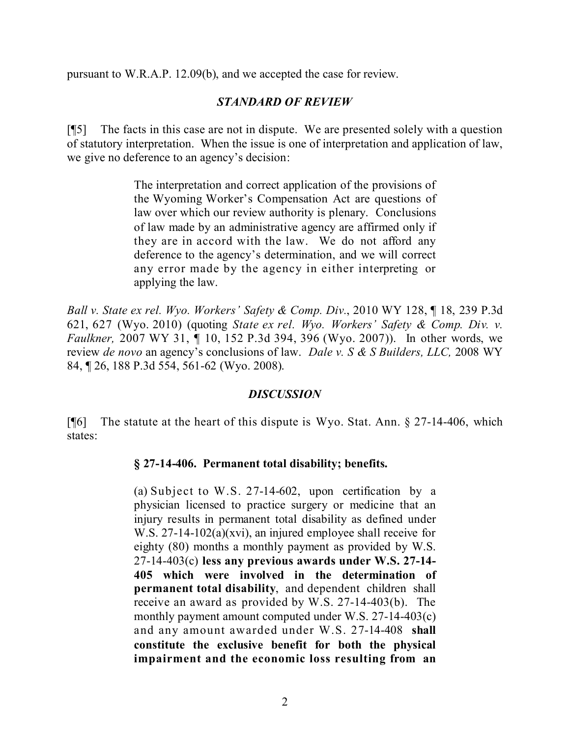pursuant to W.R.A.P. 12.09(b), and we accepted the case for review.

### *STANDARD OF REVIEW*

[¶5] The facts in this case are not in dispute. We are presented solely with a question of statutory interpretation. When the issue is one of interpretation and application of law, we give no deference to an agency's decision:

> The interpretation and correct application of the provisions of the Wyoming Worker's Compensation Act are questions of law over which our review authority is plenary. Conclusions of law made by an administrative agency are affirmed only if they are in accord with the law. We do not afford any deference to the agency's determination, and we will correct any error made by the agency in either interpreting or applying the law.

*Ball v. State ex rel. Wyo. Workers' Safety & Comp. Div.*, 2010 WY 128, ¶ 18, 239 P.3d 621, 627 (Wyo. 2010) (quoting *State ex rel. Wyo. Workers' Safety & Comp. Div. v. Faulkner,* 2007 WY 31, ¶ 10, 152 P.3d 394, 396 (Wyo. 2007)). In other words, we review *de novo* an agency's conclusions of law. *Dale v. S & S Builders, LLC,* 2008 WY 84, ¶ 26, 188 P.3d 554, 561-62 (Wyo. 2008).

### *DISCUSSION*

[¶6] The statute at the heart of this dispute is Wyo. Stat. Ann. § 27-14-406, which states:

> **§ 27-14-406. Permanent total disability; benefits.**
>
> (a) Subject to W.S. 27-14-602, upon certification by a physician licensed to practice surgery or medicine that an injury results in permanent total disability as defined under W.S. 27-14-102(a)(xvi), an injured employee shall receive for eighty (80) months a monthly payment as provided by W.S. 27-14-403(c) **less any previous awards under W.S. 27-14-405 which were involved in the determination of permanent total disability**, and dependent children shall receive an award as provided by W.S. 27-14-403(b). The monthly payment amount computed under W.S. 27-14-403(c) and any amount awarded under W.S. 27-14-408 **shall constitute the exclusive benefit for both the physical impairment and the economic loss resulting from an**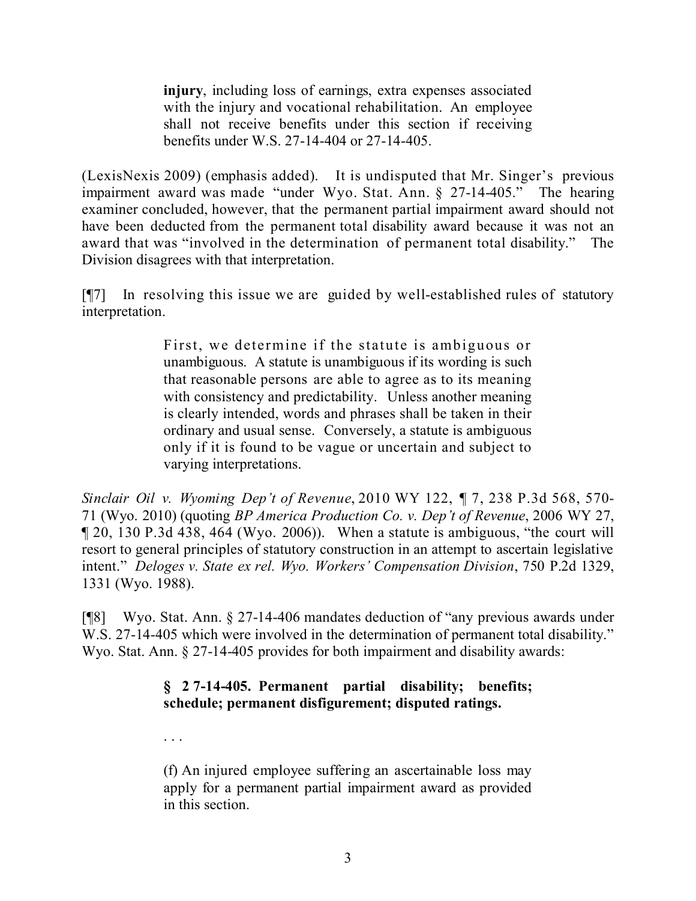> **injury**, including loss of earnings, extra expenses associated with the injury and vocational rehabilitation. An employee shall not receive benefits under this section if receiving benefits under W.S. 27-14-404 or 27-14-405.

(LexisNexis 2009) (emphasis added). It is undisputed that Mr. Singer's previous impairment award was made "under Wyo. Stat. Ann. § 27-14-405." The hearing examiner concluded, however, that the permanent partial impairment award should not have been deducted from the permanent total disability award because it was not an award that was "involved in the determination of permanent total disability." The Division disagrees with that interpretation.

[¶7] In resolving this issue we are guided by well-established rules of statutory interpretation.

> First, we determine if the statute is ambiguous or unambiguous. A statute is unambiguous if its wording is such that reasonable persons are able to agree as to its meaning with consistency and predictability. Unless another meaning is clearly intended, words and phrases shall be taken in their ordinary and usual sense. Conversely, a statute is ambiguous only if it is found to be vague or uncertain and subject to varying interpretations.

*Sinclair Oil v. Wyoming Dep't of Revenue*, 2010 WY 122, ¶ 7, 238 P.3d 568, 570-71 (Wyo. 2010) (quoting *BP America Production Co. v. Dep't of Revenue*, 2006 WY 27, ¶ 20, 130 P.3d 438, 464 (Wyo. 2006)). When a statute is ambiguous, "the court will resort to general principles of statutory construction in an attempt to ascertain legislative intent." *Deloges v. State ex rel. Wyo. Workers' Compensation Division*, 750 P.2d 1329, 1331 (Wyo. 1988).

[¶8] Wyo. Stat. Ann. § 27-14-406 mandates deduction of "any previous awards under W.S. 27-14-405 which were involved in the determination of permanent total disability." Wyo. Stat. Ann. § 27-14-405 provides for both impairment and disability awards:

> **§ 27-14-405. Permanent partial disability; benefits; schedule; permanent disfigurement; disputed ratings.**
>
> . . .
>
> (f) An injured employee suffering an ascertainable loss may apply for a permanent partial impairment award as provided in this section.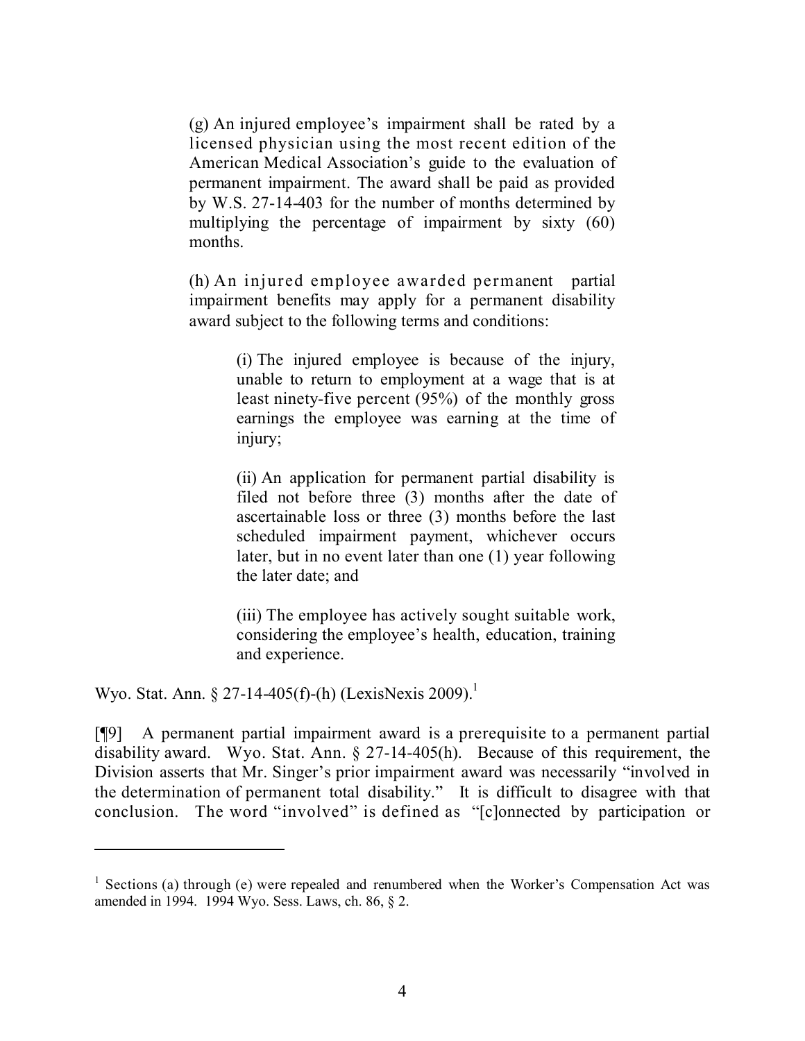> (g) An injured employee's impairment shall be rated by a licensed physician using the most recent edition of the American Medical Association's guide to the evaluation of permanent impairment. The award shall be paid as provided by W.S. 27-14-403 for the number of months determined by multiplying the percentage of impairment by sixty (60) months.
>
> (h) An injured employee awarded permanent partial impairment benefits may apply for a permanent disability award subject to the following terms and conditions:
>
> > (i) The injured employee is because of the injury, unable to return to employment at a wage that is at least ninety-five percent (95%) of the monthly gross earnings the employee was earning at the time of injury;
> >
> > (ii) An application for permanent partial disability is filed not before three (3) months after the date of ascertainable loss or three (3) months before the last scheduled impairment payment, whichever occurs later, but in no event later than one (1) year following the later date; and
> >
> > (iii) The employee has actively sought suitable work, considering the employee's health, education, training and experience.

Wyo. Stat. Ann. § 27-14-405(f)-(h) (LexisNexis 2009).[1]

[¶9] A permanent partial impairment award is a prerequisite to a permanent partial disability award. Wyo. Stat. Ann. § 27-14-405(h). Because of this requirement, the Division asserts that Mr. Singer's prior impairment award was necessarily "involved in the determination of permanent total disability." It is difficult to disagree with that conclusion. The word "involved" is defined as "[c]onnected by participation or

---

[1] Sections (a) through (e) were repealed and renumbered when the Worker's Compensation Act was amended in 1994. 1994 Wyo. Sess. Laws, ch. 86, § 2.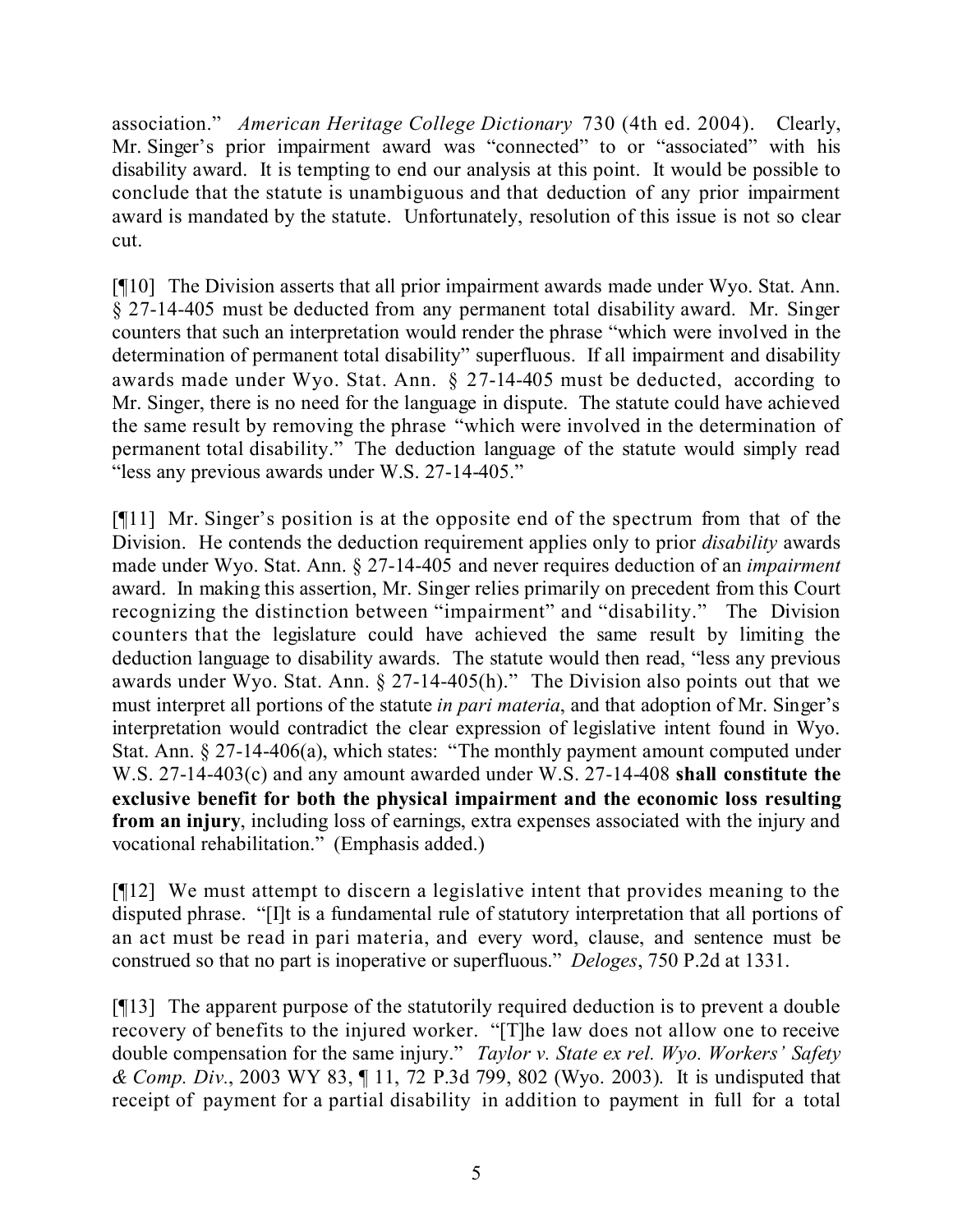association." *American Heritage College Dictionary* 730 (4th ed. 2004). Clearly, Mr. Singer's prior impairment award was "connected" to or "associated" with his disability award. It is tempting to end our analysis at this point. It would be possible to conclude that the statute is unambiguous and that deduction of any prior impairment award is mandated by the statute. Unfortunately, resolution of this issue is not so clear cut.

[¶10] The Division asserts that all prior impairment awards made under Wyo. Stat. Ann. § 27-14-405 must be deducted from any permanent total disability award. Mr. Singer counters that such an interpretation would render the phrase "which were involved in the determination of permanent total disability" superfluous. If all impairment and disability awards made under Wyo. Stat. Ann. § 27-14-405 must be deducted, according to Mr. Singer, there is no need for the language in dispute. The statute could have achieved the same result by removing the phrase "which were involved in the determination of permanent total disability." The deduction language of the statute would simply read "less any previous awards under W.S. 27-14-405."

[¶11] Mr. Singer's position is at the opposite end of the spectrum from that of the Division. He contends the deduction requirement applies only to prior *disability* awards made under Wyo. Stat. Ann. § 27-14-405 and never requires deduction of an *impairment* award. In making this assertion, Mr. Singer relies primarily on precedent from this Court recognizing the distinction between "impairment" and "disability." The Division counters that the legislature could have achieved the same result by limiting the deduction language to disability awards. The statute would then read, "less any previous awards under Wyo. Stat. Ann. § 27-14-405(h)." The Division also points out that we must interpret all portions of the statute *in pari materia*, and that adoption of Mr. Singer's interpretation would contradict the clear expression of legislative intent found in Wyo. Stat. Ann. § 27-14-406(a), which states: "The monthly payment amount computed under W.S. 27-14-403(c) and any amount awarded under W.S. 27-14-408 **shall constitute the exclusive benefit for both the physical impairment and the economic loss resulting from an injury**, including loss of earnings, extra expenses associated with the injury and vocational rehabilitation." (Emphasis added.)

[¶12] We must attempt to discern a legislative intent that provides meaning to the disputed phrase. "[I]t is a fundamental rule of statutory interpretation that all portions of an act must be read in pari materia, and every word, clause, and sentence must be construed so that no part is inoperative or superfluous." *Deloges*, 750 P.2d at 1331.

[¶13] The apparent purpose of the statutorily required deduction is to prevent a double recovery of benefits to the injured worker. "[T]he law does not allow one to receive double compensation for the same injury." *Taylor v. State ex rel. Wyo. Workers' Safety & Comp. Div.*, 2003 WY 83, ¶ 11, 72 P.3d 799, 802 (Wyo. 2003). It is undisputed that receipt of payment for a partial disability in addition to payment in full for a total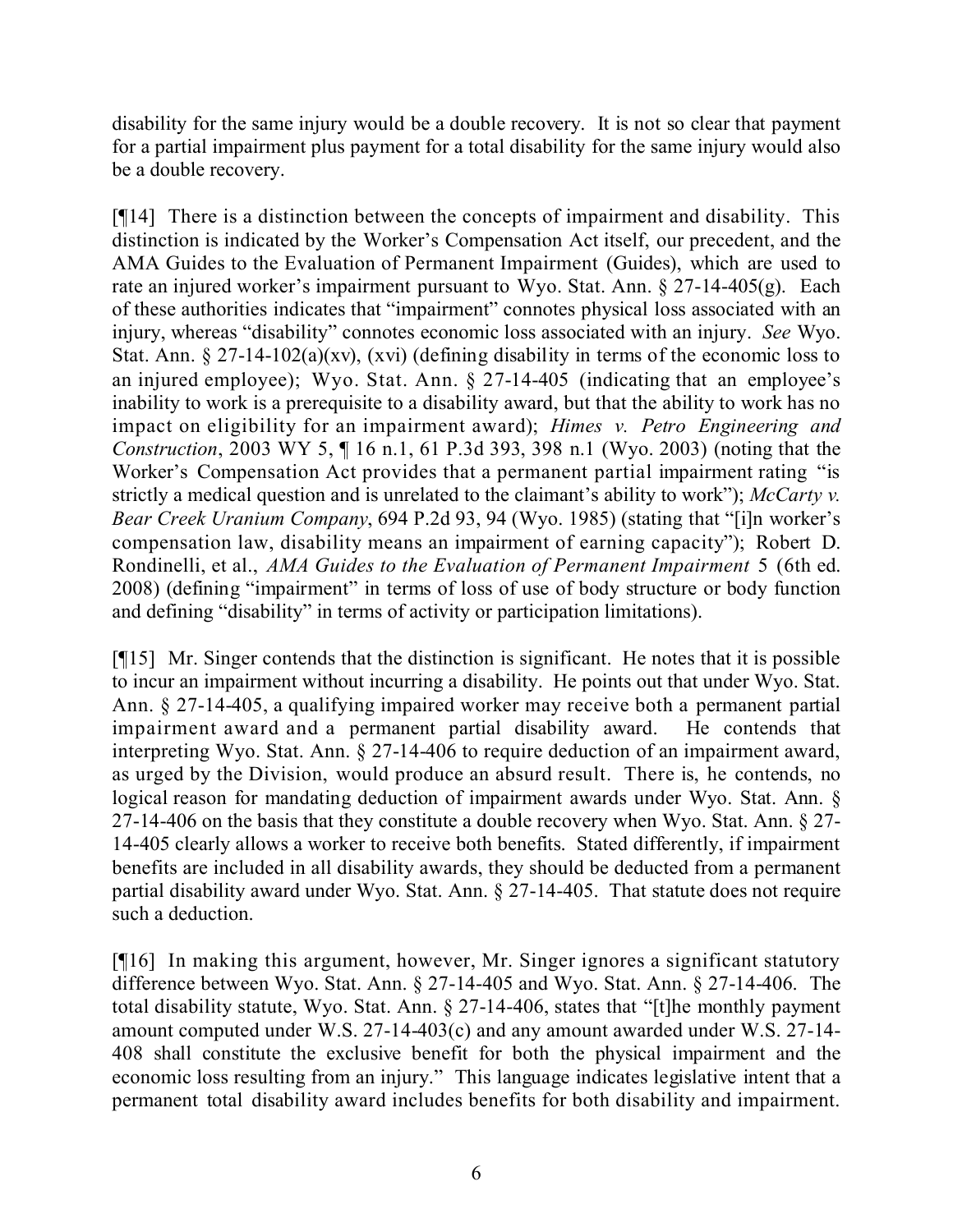disability for the same injury would be a double recovery. It is not so clear that payment for a partial impairment plus payment for a total disability for the same injury would also be a double recovery.

[¶14] There is a distinction between the concepts of impairment and disability. This distinction is indicated by the Worker's Compensation Act itself, our precedent, and the AMA Guides to the Evaluation of Permanent Impairment (Guides), which are used to rate an injured worker's impairment pursuant to Wyo. Stat. Ann. § 27-14-405(g). Each of these authorities indicates that "impairment" connotes physical loss associated with an injury, whereas "disability" connotes economic loss associated with an injury. *See* Wyo. Stat. Ann. § 27-14-102(a)(xv), (xvi) (defining disability in terms of the economic loss to an injured employee); Wyo. Stat. Ann. § 27-14-405 (indicating that an employee's inability to work is a prerequisite to a disability award, but that the ability to work has no impact on eligibility for an impairment award); *Himes v. Petro Engineering and Construction*, 2003 WY 5, ¶ 16 n.1, 61 P.3d 393, 398 n.1 (Wyo. 2003) (noting that the Worker's Compensation Act provides that a permanent partial impairment rating "is strictly a medical question and is unrelated to the claimant's ability to work"); *McCarty v. Bear Creek Uranium Company*, 694 P.2d 93, 94 (Wyo. 1985) (stating that "[i]n worker's compensation law, disability means an impairment of earning capacity"); Robert D. Rondinelli, et al., *AMA Guides to the Evaluation of Permanent Impairment* 5 (6th ed. 2008) (defining "impairment" in terms of loss of use of body structure or body function and defining "disability" in terms of activity or participation limitations).

[¶15] Mr. Singer contends that the distinction is significant. He notes that it is possible to incur an impairment without incurring a disability. He points out that under Wyo. Stat. Ann. § 27-14-405, a qualifying impaired worker may receive both a permanent partial impairment award and a permanent partial disability award. He contends that interpreting Wyo. Stat. Ann. § 27-14-406 to require deduction of an impairment award, as urged by the Division, would produce an absurd result. There is, he contends, no logical reason for mandating deduction of impairment awards under Wyo. Stat. Ann. § 27-14-406 on the basis that they constitute a double recovery when Wyo. Stat. Ann. § 27-14-405 clearly allows a worker to receive both benefits. Stated differently, if impairment benefits are included in all disability awards, they should be deducted from a permanent partial disability award under Wyo. Stat. Ann. § 27-14-405. That statute does not require such a deduction.

[¶16] In making this argument, however, Mr. Singer ignores a significant statutory difference between Wyo. Stat. Ann. § 27-14-405 and Wyo. Stat. Ann. § 27-14-406. The total disability statute, Wyo. Stat. Ann. § 27-14-406, states that "[t]he monthly payment amount computed under W.S. 27-14-403(c) and any amount awarded under W.S. 27-14-408 shall constitute the exclusive benefit for both the physical impairment and the economic loss resulting from an injury." This language indicates legislative intent that a permanent total disability award includes benefits for both disability and impairment.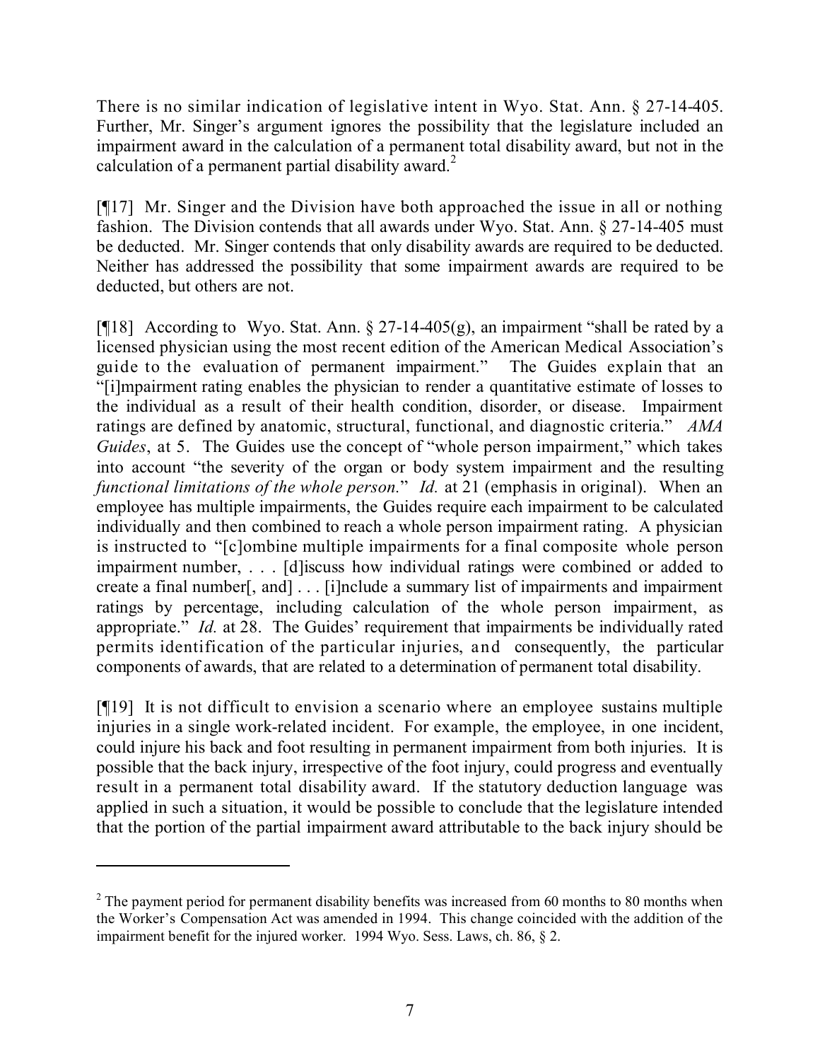There is no similar indication of legislative intent in Wyo. Stat. Ann. § 27-14-405. Further, Mr. Singer's argument ignores the possibility that the legislature included an impairment award in the calculation of a permanent total disability award, but not in the calculation of a permanent partial disability award.[2]

[¶17] Mr. Singer and the Division have both approached the issue in all or nothing fashion. The Division contends that all awards under Wyo. Stat. Ann. § 27-14-405 must be deducted. Mr. Singer contends that only disability awards are required to be deducted. Neither has addressed the possibility that some impairment awards are required to be deducted, but others are not.

[¶18] According to Wyo. Stat. Ann. § 27-14-405(g), an impairment "shall be rated by a licensed physician using the most recent edition of the American Medical Association's guide to the evaluation of permanent impairment." The Guides explain that an "[i]mpairment rating enables the physician to render a quantitative estimate of losses to the individual as a result of their health condition, disorder, or disease. Impairment ratings are defined by anatomic, structural, functional, and diagnostic criteria." *AMA Guides*, at 5. The Guides use the concept of "whole person impairment," which takes into account "the severity of the organ or body system impairment and the resulting *functional limitations of the whole person*." *Id.* at 21 (emphasis in original). When an employee has multiple impairments, the Guides require each impairment to be calculated individually and then combined to reach a whole person impairment rating. A physician is instructed to "[c]ombine multiple impairments for a final composite whole person impairment number, . . . [d]iscuss how individual ratings were combined or added to create a final number[, and] . . . [i]nclude a summary list of impairments and impairment ratings by percentage, including calculation of the whole person impairment, as appropriate." *Id.* at 28. The Guides' requirement that impairments be individually rated permits identification of the particular injuries, and consequently, the particular components of awards, that are related to a determination of permanent total disability.

[¶19] It is not difficult to envision a scenario where an employee sustains multiple injuries in a single work-related incident. For example, the employee, in one incident, could injure his back and foot resulting in permanent impairment from both injuries. It is possible that the back injury, irrespective of the foot injury, could progress and eventually result in a permanent total disability award. If the statutory deduction language was applied in such a situation, it would be possible to conclude that the legislature intended that the portion of the partial impairment award attributable to the back injury should be

[2] The payment period for permanent disability benefits was increased from 60 months to 80 months when the Worker's Compensation Act was amended in 1994. This change coincided with the addition of the impairment benefit for the injured worker. 1994 Wyo. Sess. Laws, ch. 86, § 2.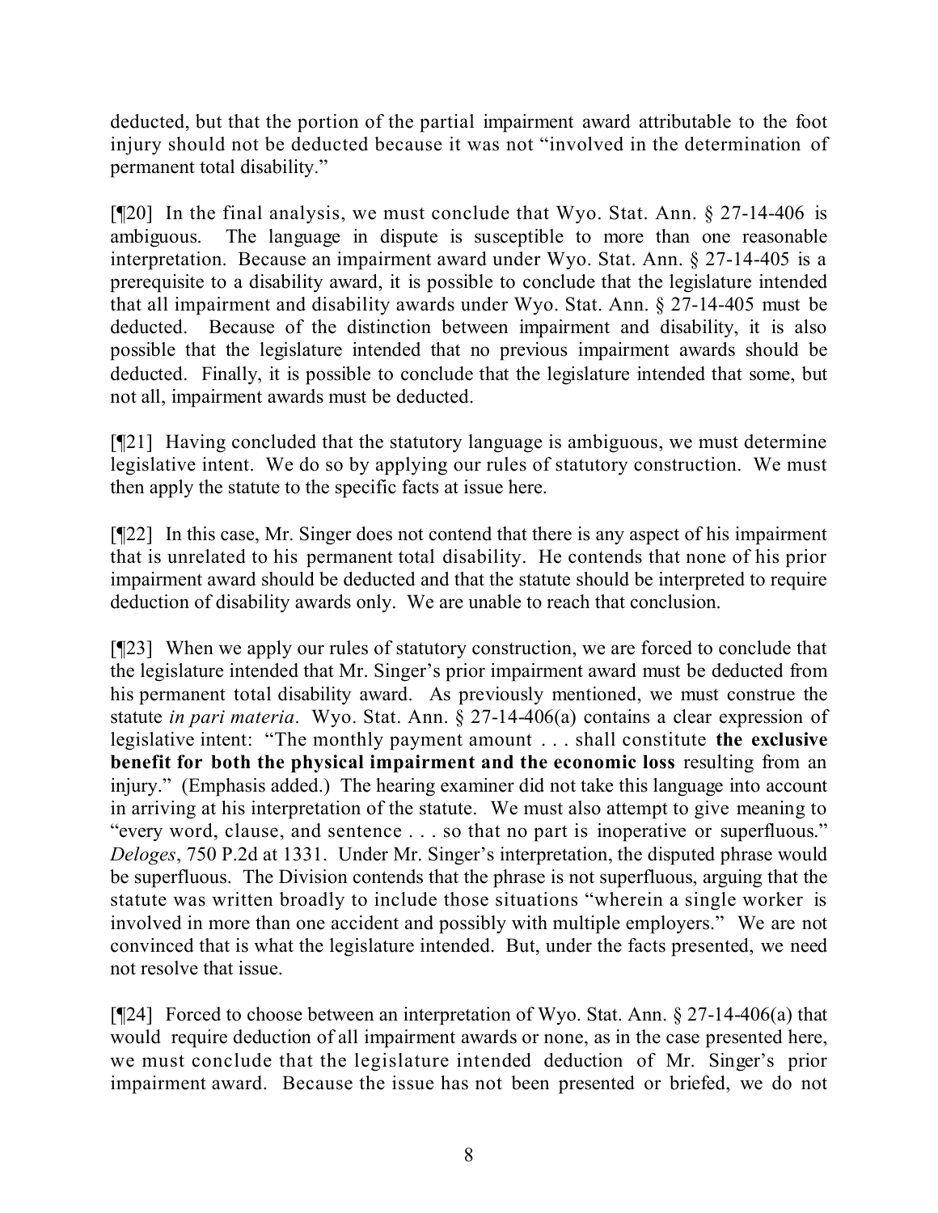deducted, but that the portion of the partial impairment award attributable to the foot injury should not be deducted because it was not "involved in the determination of permanent total disability."

[¶20] In the final analysis, we must conclude that Wyo. Stat. Ann. § 27-14-406 is ambiguous. The language in dispute is susceptible to more than one reasonable interpretation. Because an impairment award under Wyo. Stat. Ann. § 27-14-405 is a prerequisite to a disability award, it is possible to conclude that the legislature intended that all impairment and disability awards under Wyo. Stat. Ann. § 27-14-405 must be deducted. Because of the distinction between impairment and disability, it is also possible that the legislature intended that no previous impairment awards should be deducted. Finally, it is possible to conclude that the legislature intended that some, but not all, impairment awards must be deducted.

[¶21] Having concluded that the statutory language is ambiguous, we must determine legislative intent. We do so by applying our rules of statutory construction. We must then apply the statute to the specific facts at issue here.

[¶22] In this case, Mr. Singer does not contend that there is any aspect of his impairment that is unrelated to his permanent total disability. He contends that none of his prior impairment award should be deducted and that the statute should be interpreted to require deduction of disability awards only. We are unable to reach that conclusion.

[¶23] When we apply our rules of statutory construction, we are forced to conclude that the legislature intended that Mr. Singer's prior impairment award must be deducted from his permanent total disability award. As previously mentioned, we must construe the statute *in pari materia*. Wyo. Stat. Ann. § 27-14-406(a) contains a clear expression of legislative intent: "The monthly payment amount . . . shall constitute **the exclusive benefit for both the physical impairment and the economic loss** resulting from an injury." (Emphasis added.) The hearing examiner did not take this language into account in arriving at his interpretation of the statute. We must also attempt to give meaning to "every word, clause, and sentence . . . so that no part is inoperative or superfluous." *Deloges*, 750 P.2d at 1331. Under Mr. Singer's interpretation, the disputed phrase would be superfluous. The Division contends that the phrase is not superfluous, arguing that the statute was written broadly to include those situations "wherein a single worker is involved in more than one accident and possibly with multiple employers." We are not convinced that is what the legislature intended. But, under the facts presented, we need not resolve that issue.

[¶24] Forced to choose between an interpretation of Wyo. Stat. Ann. § 27-14-406(a) that would require deduction of all impairment awards or none, as in the case presented here, we must conclude that the legislature intended deduction of Mr. Singer's prior impairment award. Because the issue has not been presented or briefed, we do not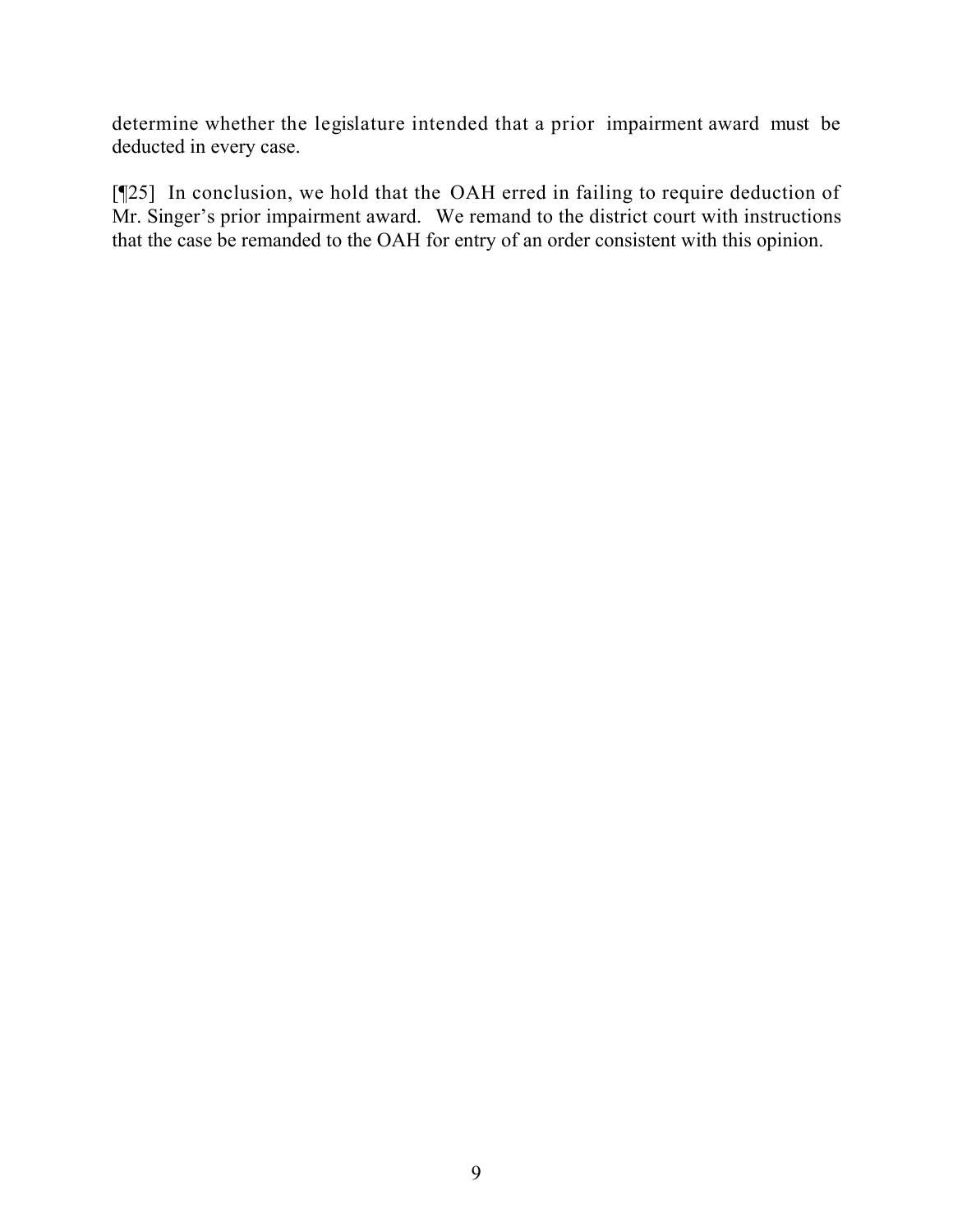determine whether the legislature intended that a prior impairment award must be deducted in every case.

[¶25] In conclusion, we hold that the OAH erred in failing to require deduction of Mr. Singer's prior impairment award. We remand to the district court with instructions that the case be remanded to the OAH for entry of an order consistent with this opinion.